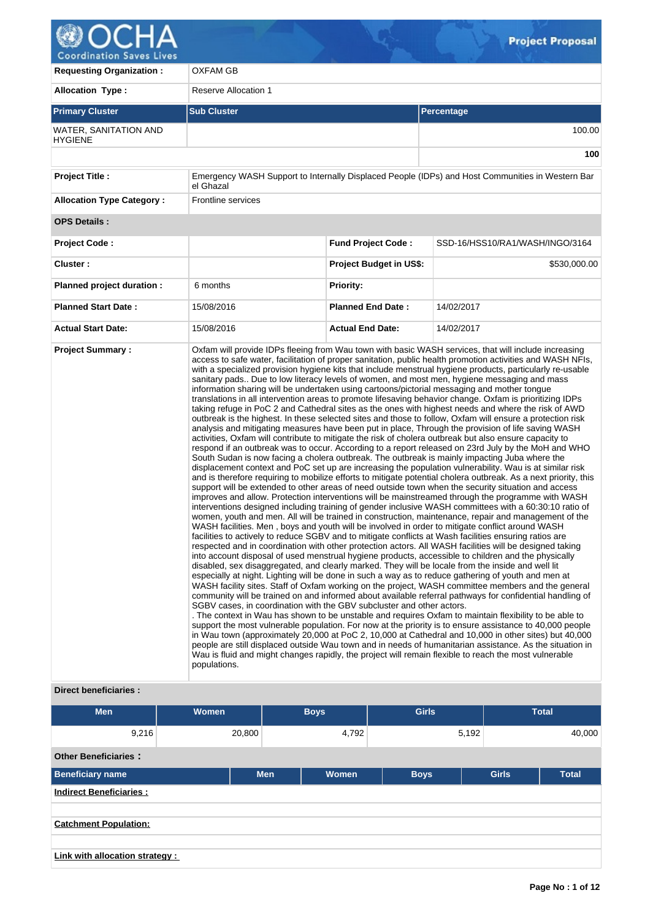# Project Proposal

| | |
|---|---|
| **Requesting Organization :** | OXFAM GB |
| **Allocation Type :** | Reserve Allocation 1 |

| **Primary Cluster** | **Sub Cluster** | **Percentage** |
|---|---|---|
| WATER, SANITATION AND HYGIENE | | 100.00 |
| | | **100** |

| | |
|---|---|
| **Project Title :** | Emergency WASH Support to Internally Displaced People (IDPs) and Host Communities in Western Bar el Ghazal |
| **Allocation Type Category :** | Frontline services |

**OPS Details :**

| | | | |
|---|---|---|---|
| **Project Code :** | | **Fund Project Code :** | SSD-16/HSS10/RA1/WASH/INGO/3164 |
| **Cluster :** | | **Project Budget in US$:** | $530,000.00 |
| **Planned project duration :** | 6 months | **Priority:** | |
| **Planned Start Date :** | 15/08/2016 | **Planned End Date :** | 14/02/2017 |
| **Actual Start Date:** | 15/08/2016 | **Actual End Date:** | 14/02/2017 |

**Project Summary :**

Oxfam will provide IDPs fleeing from Wau town with basic WASH services, that will include increasing access to safe water, facilitation of proper sanitation, public health promotion activities and WASH NFIs, with a specialized provision hygiene kits that include menstrual hygiene products, particularly re-usable sanitary pads.. Due to low literacy levels of women, and most men, hygiene messaging and mass information sharing will be undertaken using cartoons/pictorial messaging and mother tongue translations in all intervention areas to promote lifesaving behavior change. Oxfam is prioritizing IDPs taking refuge in PoC 2 and Cathedral sites as the ones with highest needs and where the risk of AWD outbreak is the highest. In these selected sites and those to follow, Oxfam will ensure a protection risk analysis and mitigating measures have been put in place, Through the provision of life saving WASH activities, Oxfam will contribute to mitigate the risk of cholera outbreak but also ensure capacity to respond if an outbreak was to occur. According to a report released on 23rd July by the MoH and WHO South Sudan is now facing a cholera outbreak. The outbreak is mainly impacting Juba where the displacement context and PoC set up are increasing the population vulnerability. Wau is at similar risk and is therefore requiring to mobilize efforts to mitigate potential cholera outbreak. As a next priority, this support will be extended to other areas of need outside town when the security situation and access improves and allow. Protection interventions will be mainstreamed through the programme with WASH interventions designed including training of gender inclusive WASH committees with a 60:30:10 ratio of women, youth and men. All will be trained in construction, maintenance, repair and management of the WASH facilities. Men , boys and youth will be involved in order to mitigate conflict around WASH facilities to actively to reduce SGBV and to mitigate conflicts at Wash facilities ensuring ratios are respected and in coordination with other protection actors. All WASH facilities will be designed taking into account disposal of used menstrual hygiene products, accessible to children and the physically disabled, sex disaggregated, and clearly marked. They will be locale from the inside and well lit especially at night. Lighting will be done in such a way as to reduce gathering of youth and men at WASH facility sites. Staff of Oxfam working on the project, WASH committee members and the general community will be trained on and informed about available referral pathways for confidential handling of SGBV cases, in coordination with the GBV subcluster and other actors.
. The context in Wau has shown to be unstable and requires Oxfam to maintain flexibility to be able to support the most vulnerable population. For now at the priority is to ensure assistance to 40,000 people in Wau town (approximately 20,000 at PoC 2, 10,000 at Cathedral and 10,000 in other sites) but 40,000 people are still displaced outside Wau town and in needs of humanitarian assistance. As the situation in Wau is fluid and might changes rapidly, the project will remain flexible to reach the most vulnerable populations.

**Direct beneficiaries :**

| Men | Women | Boys | Girls | Total |
|---|---|---|---|---|
| 9,216 | 20,800 | 4,792 | 5,192 | 40,000 |

**Other Beneficiaries :**

| Beneficiary name | Men | Women | Boys | Girls | Total |
|---|---|---|---|---|---|

**Indirect Beneficiaries :**

**Catchment Population:**

**Link with allocation strategy :**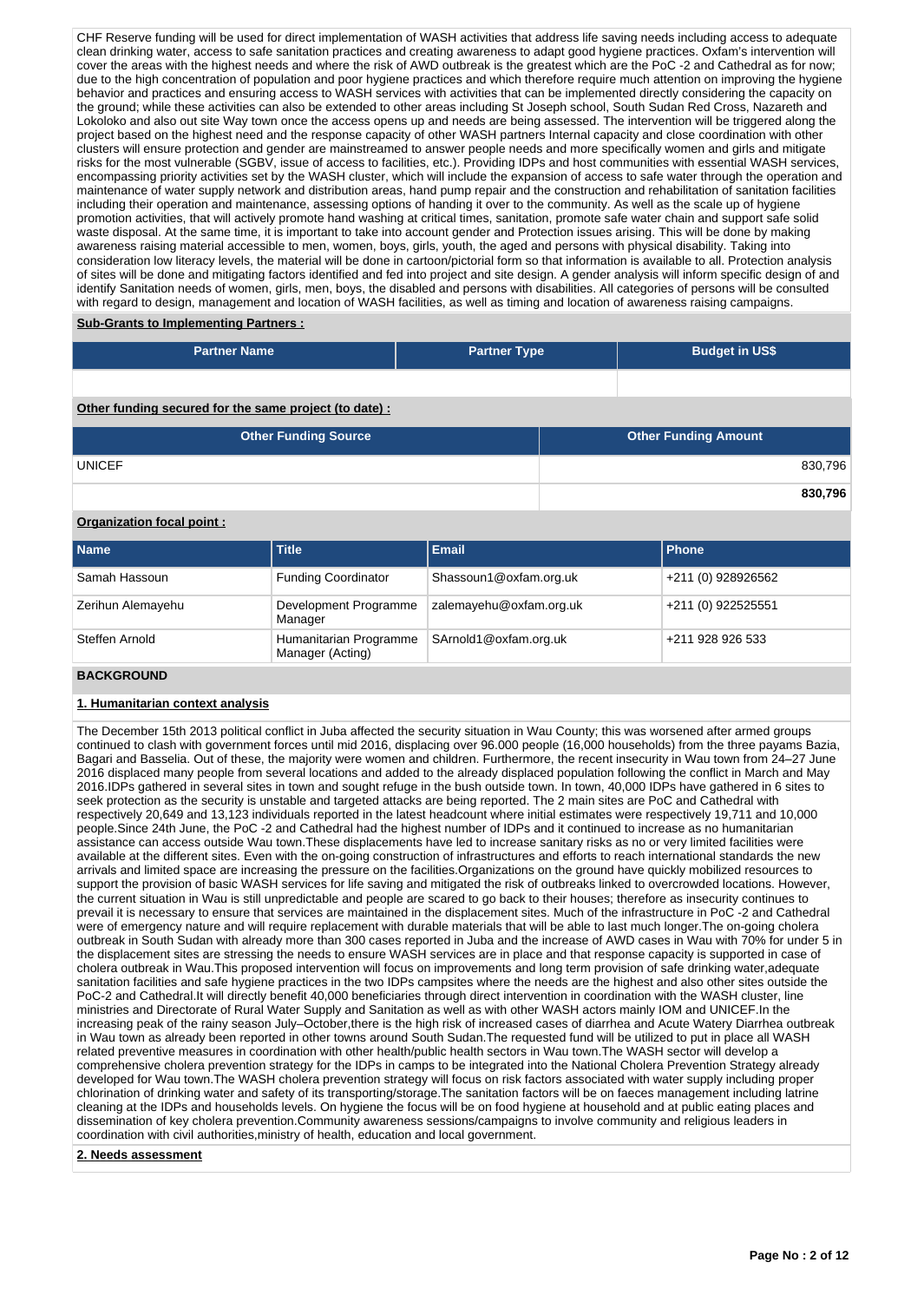CHF Reserve funding will be used for direct implementation of WASH activities that address life saving needs including access to adequate clean drinking water, access to safe sanitation practices and creating awareness to adapt good hygiene practices. Oxfam's intervention will cover the areas with the highest needs and where the risk of AWD outbreak is the greatest which are the PoC -2 and Cathedral as for now; due to the high concentration of population and poor hygiene practices and which therefore require much attention on improving the hygiene behavior and practices and ensuring access to WASH services with activities that can be implemented directly considering the capacity on the ground; while these activities can also be extended to other areas including St Joseph school, South Sudan Red Cross, Nazareth and Lokoloko and also out site Way town once the access opens up and needs are being assessed. The intervention will be triggered along the project based on the highest need and the response capacity of other WASH partners Internal capacity and close coordination with other clusters will ensure protection and gender are mainstreamed to answer people needs and more specifically women and girls and mitigate risks for the most vulnerable (SGBV, issue of access to facilities, etc.). Providing IDPs and host communities with essential WASH services, encompassing priority activities set by the WASH cluster, which will include the expansion of access to safe water through the operation and maintenance of water supply network and distribution areas, hand pump repair and the construction and rehabilitation of sanitation facilities including their operation and maintenance, assessing options of handing it over to the community. As well as the scale up of hygiene promotion activities, that will actively promote hand washing at critical times, sanitation, promote safe water chain and support safe solid waste disposal. At the same time, it is important to take into account gender and Protection issues arising. This will be done by making awareness raising material accessible to men, women, boys, girls, youth, the aged and persons with physical disability. Taking into consideration low literacy levels, the material will be done in cartoon/pictorial form so that information is available to all. Protection analysis of sites will be done and mitigating factors identified and fed into project and site design. A gender analysis will inform specific design of and identify Sanitation needs of women, girls, men, boys, the disabled and persons with disabilities. All categories of persons will be consulted with regard to design, management and location of WASH facilities, as well as timing and location of awareness raising campaigns.

**Sub-Grants to Implementing Partners :**

| Partner Name | Partner Type | Budget in US$ |
| --- | --- | --- |
| | | |

**Other funding secured for the same project (to date) :**

| Other Funding Source | Other Funding Amount |
| --- | --- |
| UNICEF | 830,796 |
| | **830,796** |

**Organization focal point :**

| Name | Title | Email | Phone |
| --- | --- | --- | --- |
| Samah Hassoun | Funding Coordinator | Shassoun1@oxfam.org.uk | +211 (0) 928926562 |
| Zerihun Alemayehu | Development Programme Manager | zalemayehu@oxfam.org.uk | +211 (0) 922525551 |
| Steffen Arnold | Humanitarian Programme Manager (Acting) | SArnold1@oxfam.org.uk | +211 928 926 533 |

## BACKGROUND

**1. Humanitarian context analysis**

The December 15th 2013 political conflict in Juba affected the security situation in Wau County; this was worsened after armed groups continued to clash with government forces until mid 2016, displacing over 96.000 people (16,000 households) from the three payams Bazia, Bagari and Basselia. Out of these, the majority were women and children. Furthermore, the recent insecurity in Wau town from 24–27 June 2016 displaced many people from several locations and added to the already displaced population following the conflict in March and May 2016.IDPs gathered in several sites in town and sought refuge in the bush outside town. In town, 40,000 IDPs have gathered in 6 sites to seek protection as the security is unstable and targeted attacks are being reported. The 2 main sites are PoC and Cathedral with respectively 20,649 and 13,123 individuals reported in the latest headcount where initial estimates were respectively 19,711 and 10,000 people.Since 24th June, the PoC -2 and Cathedral had the highest number of IDPs and it continued to increase as no humanitarian assistance can access outside Wau town.These displacements have led to increase sanitary risks as no or very limited facilities were available at the different sites. Even with the on-going construction of infrastructures and efforts to reach international standards the new arrivals and limited space are increasing the pressure on the facilities.Organizations on the ground have quickly mobilized resources to support the provision of basic WASH services for life saving and mitigated the risk of outbreaks linked to overcrowded locations. However, the current situation in Wau is still unpredictable and people are scared to go back to their houses; therefore as insecurity continues to prevail it is necessary to ensure that services are maintained in the displacement sites. Much of the infrastructure in PoC -2 and Cathedral were of emergency nature and will require replacement with durable materials that will be able to last much longer.The on-going cholera outbreak in South Sudan with already more than 300 cases reported in Juba and the increase of AWD cases in Wau with 70% for under 5 in the displacement sites are stressing the needs to ensure WASH services are in place and that response capacity is supported in case of cholera outbreak in Wau.This proposed intervention will focus on improvements and long term provision of safe drinking water,adequate sanitation facilities and safe hygiene practices in the two IDPs campsites where the needs are the highest and also other sites outside the PoC-2 and Cathedral.It will directly benefit 40,000 beneficiaries through direct intervention in coordination with the WASH cluster, line ministries and Directorate of Rural Water Supply and Sanitation as well as with other WASH actors mainly IOM and UNICEF.In the increasing peak of the rainy season July–October,there is high risk of increased cases of diarrhea and Acute Watery Diarrhea outbreak in Wau town as already been reported in other towns around South Sudan.The requested fund will be utilized to put in place all WASH related preventive measures in coordination with other health/public health sectors in Wau town.The WASH sector will develop a comprehensive cholera prevention strategy for the IDPs in camps to be integrated into the National Cholera Prevention Strategy already developed for Wau town.The WASH cholera prevention strategy will focus on risk factors associated with water supply including proper chlorination of drinking water and safety of its transporting/storage.The sanitation factors will be on faeces management including latrine cleaning at the IDPs and households levels. On hygiene the focus will be on food hygiene at household and at public eating places and dissemination of key cholera prevention.Community awareness sessions/campaigns to involve community and religious leaders in coordination with civil authorities,ministry of health, education and local government.

**2. Needs assessment**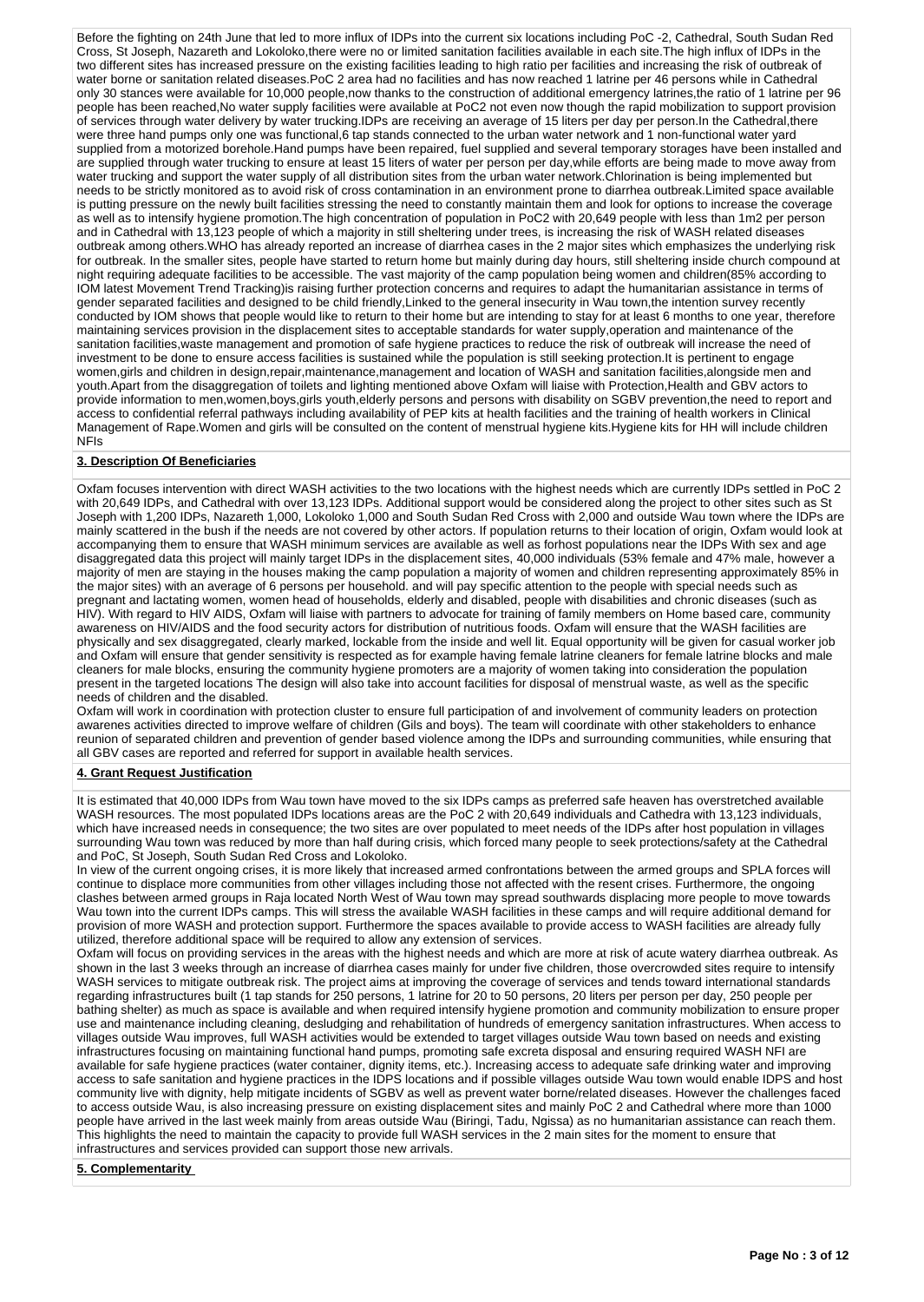Before the fighting on 24th June that led to more influx of IDPs into the current six locations including PoC -2, Cathedral, South Sudan Red Cross, St Joseph, Nazareth and Lokoloko,there were no or limited sanitation facilities available in each site.The high influx of IDPs in the two different sites has increased pressure on the existing facilities leading to high ratio per facilities and increasing the risk of outbreak of water borne or sanitation related diseases.PoC 2 area had no facilities and has now reached 1 latrine per 46 persons while in Cathedral only 30 stances were available for 10,000 people,now thanks to the construction of additional emergency latrines,the ratio of 1 latrine per 96 people has been reached,No water supply facilities were available at PoC2 not even now though the rapid mobilization to support provision of services through water delivery by water trucking.IDPs are receiving an average of 15 liters per day per person.In the Cathedral,there were three hand pumps only one was functional,6 tap stands connected to the urban water network and 1 non-functional water yard supplied from a motorized borehole.Hand pumps have been repaired, fuel supplied and several temporary storages have been installed and are supplied through water trucking to ensure at least 15 liters of water per person per day,while efforts are being made to move away from water trucking and support the water supply of all distribution sites from the urban water network.Chlorination is being implemented but needs to be strictly monitored as to avoid risk of cross contamination in an environment prone to diarrhea outbreak.Limited space available is putting pressure on the newly built facilities stressing the need to constantly maintain them and look for options to increase the coverage as well as to intensify hygiene promotion.The high concentration of population in PoC2 with 20,649 people with less than 1m2 per person and in Cathedral with 13,123 people of which a majority in still sheltering under trees, is increasing the risk of WASH related diseases outbreak among others.WHO has already reported an increase of diarrhea cases in the 2 major sites which emphasizes the underlying risk for outbreak. In the smaller sites, people have started to return home but mainly during day hours, still sheltering inside church compound at night requiring adequate facilities to be accessible. The vast majority of the camp population being women and children(85% according to IOM latest Movement Trend Tracking)is raising further protection concerns and requires to adapt the humanitarian assistance in terms of gender separated facilities and designed to be child friendly,Linked to the general insecurity in Wau town,the intention survey recently conducted by IOM shows that people would like to return to their home but are intending to stay for at least 6 months to one year, therefore maintaining services provision in the displacement sites to acceptable standards for water supply,operation and maintenance of the sanitation facilities,waste management and promotion of safe hygiene practices to reduce the risk of outbreak will increase the need of investment to be done to ensure access facilities is sustained while the population is still seeking protection.It is pertinent to engage women,girls and children in design,repair,maintenance,management and location of WASH and sanitation facilities,alongside men and youth.Apart from the disaggregation of toilets and lighting mentioned above Oxfam will liaise with Protection,Health and GBV actors to provide information to men,women,boys,girls youth,elderly persons and persons with disability on SGBV prevention,the need to report and access to confidential referral pathways including availability of PEP kits at health facilities and the training of health workers in Clinical Management of Rape.Women and girls will be consulted on the content of menstrual hygiene kits.Hygiene kits for HH will include children NFIs

## 3. Description Of Beneficiaries

Oxfam focuses intervention with direct WASH activities to the two locations with the highest needs which are currently IDPs settled in PoC 2 with 20,649 IDPs, and Cathedral with over 13,123 IDPs. Additional support would be considered along the project to other sites such as St Joseph with 1,200 IDPs, Nazareth 1,000, Lokoloko 1,000 and South Sudan Red Cross with 2,000 and outside Wau town where the IDPs are mainly scattered in the bush if the needs are not covered by other actors. If population returns to their location of origin, Oxfam would look at accompanying them to ensure that WASH minimum services are available as well as forhost populations near the IDPs With sex and age disaggregated data this project will mainly target IDPs in the displacement sites, 40,000 individuals (53% female and 47% male, however a majority of men are staying in the houses making the camp population a majority of women and children representing approximately 85% in the major sites) with an average of 6 persons per household. and will pay specific attention to the people with special needs such as pregnant and lactating women, women head of households, elderly and disabled, people with disabilities and chronic diseases (such as HIV). With regard to HIV AIDS, Oxfam will liaise with partners to advocate for training of family members on Home based care, community awareness on HIV/AIDS and the food security actors for distribution of nutritious foods. Oxfam will ensure that the WASH facilities are physically and sex disaggregated, clearly marked, lockable from the inside and well lit. Equal opportunity will be given for casual worker job and Oxfam will ensure that gender sensitivity is respected as for example having female latrine cleaners for female latrine blocks and male cleaners for male blocks, ensuring the community hygiene promoters are a majority of women taking into consideration the population present in the targeted locations The design will also take into account facilities for disposal of menstrual waste, as well as the specific needs of children and the disabled.

Oxfam will work in coordination with protection cluster to ensure full participation of and involvement of community leaders on protection awarenes activities directed to improve welfare of children (Gils and boys). The team will coordinate with other stakeholders to enhance reunion of separated children and prevention of gender based violence among the IDPs and surrounding communities, while ensuring that all GBV cases are reported and referred for support in available health services.

## 4. Grant Request Justification

It is estimated that 40,000 IDPs from Wau town have moved to the six IDPs camps as preferred safe heaven has overstretched available WASH resources. The most populated IDPs locations areas are the PoC 2 with 20,649 individuals and Cathedra with 13,123 individuals, which have increased needs in consequence; the two sites are over populated to meet needs of the IDPs after host population in villages surrounding Wau town was reduced by more than half during crisis, which forced many people to seek protections/safety at the Cathedral and PoC, St Joseph, South Sudan Red Cross and Lokoloko.

In view of the current ongoing crises, it is more likely that increased armed confrontations between the armed groups and SPLA forces will continue to displace more communities from other villages including those not affected with the resent crises. Furthermore, the ongoing clashes between armed groups in Raja located North West of Wau town may spread southwards displacing more people to move towards Wau town into the current IDPs camps. This will stress the available WASH facilities in these camps and will require additional demand for provision of more WASH and protection support. Furthermore the spaces available to provide access to WASH facilities are already fully utilized, therefore additional space will be required to allow any extension of services.

Oxfam will focus on providing services in the areas with the highest needs and which are more at risk of acute watery diarrhea outbreak. As shown in the last 3 weeks through an increase of diarrhea cases mainly for under five children, those overcrowded sites require to intensify WASH services to mitigate outbreak risk. The project aims at improving the coverage of services and tends toward international standards regarding infrastructures built (1 tap stands for 250 persons, 1 latrine for 20 to 50 persons, 20 liters per person per day, 250 people per bathing shelter) as much as space is available and when required intensify hygiene promotion and community mobilization to ensure proper use and maintenance including cleaning, desludging and rehabilitation of hundreds of emergency sanitation infrastructures. When access to villages outside Wau improves, full WASH activities would be extended to target villages outside Wau town based on needs and existing infrastructures focusing on maintaining functional hand pumps, promoting safe excreta disposal and ensuring required WASH NFI are available for safe hygiene practices (water container, dignity items, etc.). Increasing access to adequate safe drinking water and improving access to safe sanitation and hygiene practices in the IDPS locations and if possible villages outside Wau town would enable IDPS and host community live with dignity, help mitigate incidents of SGBV as well as prevent water borne/related diseases. However the challenges faced to access outside Wau, is also increasing pressure on existing displacement sites and mainly PoC 2 and Cathedral where more than 1000 people have arrived in the last week mainly from areas outside Wau (Biringi, Tadu, Ngissa) as no humanitarian assistance can reach them. This highlights the need to maintain the capacity to provide full WASH services in the 2 main sites for the moment to ensure that infrastructures and services provided can support those new arrivals.

## 5. Complementarity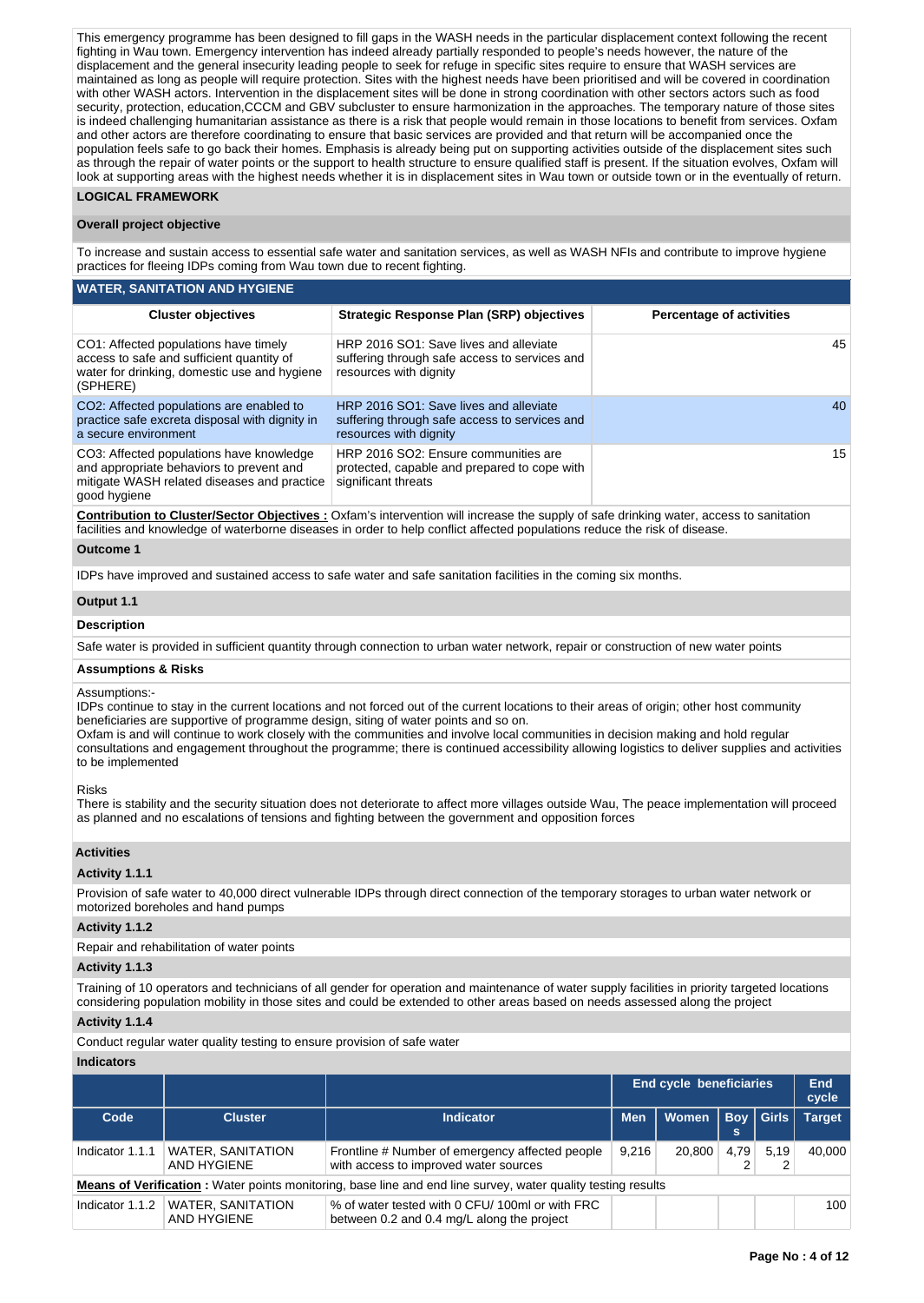This emergency programme has been designed to fill gaps in the WASH needs in the particular displacement context following the recent fighting in Wau town. Emergency intervention has indeed already partially responded to people's needs however, the nature of the displacement and the general insecurity leading people to seek for refuge in specific sites require to ensure that WASH services are maintained as long as people will require protection. Sites with the highest needs have been prioritised and will be covered in coordination with other WASH actors. Intervention in the displacement sites will be done in strong coordination with other sectors actors such as food security, protection, education,CCCM and GBV subcluster to ensure harmonization in the approaches. The temporary nature of those sites is indeed challenging humanitarian assistance as there is a risk that people would remain in those locations to benefit from services. Oxfam and other actors are therefore coordinating to ensure that basic services are provided and that return will be accompanied once the population feels safe to go back their homes. Emphasis is already being put on supporting activities outside of the displacement sites such as through the repair of water points or the support to health structure to ensure qualified staff is present. If the situation evolves, Oxfam will look at supporting areas with the highest needs whether it is in displacement sites in Wau town or outside town or in the eventually of return.

## LOGICAL FRAMEWORK

### Overall project objective

To increase and sustain access to essential safe water and sanitation services, as well as WASH NFIs and contribute to improve hygiene practices for fleeing IDPs coming from Wau town due to recent fighting.

### WATER, SANITATION AND HYGIENE

| Cluster objectives | Strategic Response Plan (SRP) objectives | Percentage of activities |
|---|---|---|
| CO1: Affected populations have timely access to safe and sufficient quantity of water for drinking, domestic use and hygiene (SPHERE) | HRP 2016 SO1: Save lives and alleviate suffering through safe access to services and resources with dignity | 45 |
| CO2: Affected populations are enabled to practice safe excreta disposal with dignity in a secure environment | HRP 2016 SO1: Save lives and alleviate suffering through safe access to services and resources with dignity | 40 |
| CO3: Affected populations have knowledge and appropriate behaviors to prevent and mitigate WASH related diseases and practice good hygiene | HRP 2016 SO2: Ensure communities are protected, capable and prepared to cope with significant threats | 15 |

**Contribution to Cluster/Sector Objectives :** Oxfam's intervention will increase the supply of safe drinking water, access to sanitation facilities and knowledge of waterborne diseases in order to help conflict affected populations reduce the risk of disease.

### Outcome 1

IDPs have improved and sustained access to safe water and safe sanitation facilities in the coming six months.

### Output 1.1

**Description**

Safe water is provided in sufficient quantity through connection to urban water network, repair or construction of new water points

**Assumptions & Risks**

Assumptions:-
IDPs continue to stay in the current locations and not forced out of the current locations to their areas of origin; other host community beneficiaries are supportive of programme design, siting of water points and so on.
Oxfam is and will continue to work closely with the communities and involve local communities in decision making and hold regular consultations and engagement throughout the programme; there is continued accessibility allowing logistics to deliver supplies and activities to be implemented

Risks
There is stability and the security situation does not deteriorate to affect more villages outside Wau, The peace implementation will proceed as planned and no escalations of tensions and fighting between the government and opposition forces

**Activities**

**Activity 1.1.1**

Provision of safe water to 40,000 direct vulnerable IDPs through direct connection of the temporary storages to urban water network or motorized boreholes and hand pumps

**Activity 1.1.2**

Repair and rehabilitation of water points

**Activity 1.1.3**

Training of 10 operators and technicians of all gender for operation and maintenance of water supply facilities in priority targeted locations considering population mobility in those sites and could be extended to other areas based on needs assessed along the project

**Activity 1.1.4**

Conduct regular water quality testing to ensure provision of safe water

**Indicators**

| | | | End cycle beneficiaries | | | | End cycle |
|---|---|---|---|---|---|---|---|
| Code | Cluster | Indicator | Men | Women | Boys | Girls | Target |
| Indicator 1.1.1 | WATER, SANITATION AND HYGIENE | Frontline # Number of emergency affected people with access to improved water sources | 9,216 | 20,800 | 4,792 | 5,192 | 40,000 |
| **Means of Verification :** Water points monitoring, base line and end line survey, water quality testing results | | | | | | | |
| Indicator 1.1.2 | WATER, SANITATION AND HYGIENE | % of water tested with 0 CFU/ 100ml or with FRC between 0.2 and 0.4 mg/L along the project | | | | | 100 |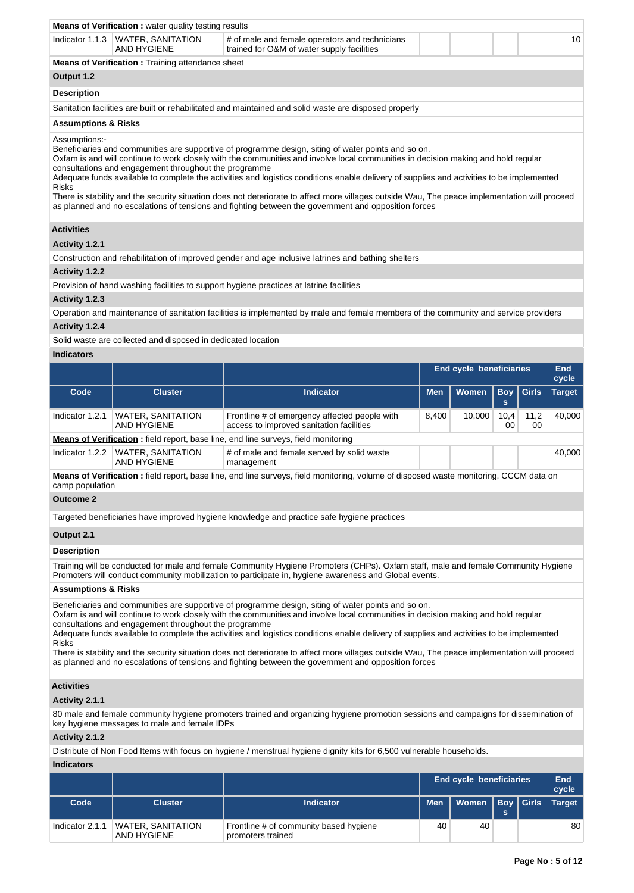**Means of Verification :** water quality testing results

| Indicator 1.1.3 | WATER, SANITATION AND HYGIENE | # of male and female operators and technicians trained for O&M of water supply facilities | | | | | 10 |
|---|---|---|---|---|---|---|---|

**Means of Verification :** Training attendance sheet

**Output 1.2**

**Description**

Sanitation facilities are built or rehabilitated and maintained and solid waste are disposed properly

**Assumptions & Risks**

Assumptions:-
Beneficiaries and communities are supportive of programme design, siting of water points and so on.
Oxfam is and will continue to work closely with the communities and involve local communities in decision making and hold regular consultations and engagement throughout the programme
Adequate funds available to complete the activities and logistics conditions enable delivery of supplies and activities to be implemented
Risks
There is stability and the security situation does not deteriorate to affect more villages outside Wau, The peace implementation will proceed as planned and no escalations of tensions and fighting between the government and opposition forces

**Activities**

**Activity 1.2.1**

Construction and rehabilitation of improved gender and age inclusive latrines and bathing shelters

**Activity 1.2.2**

Provision of hand washing facilities to support hygiene practices at latrine facilities

**Activity 1.2.3**

Operation and maintenance of sanitation facilities is implemented by male and female members of the community and service providers

**Activity 1.2.4**

Solid waste are collected and disposed in dedicated location

**Indicators**

| | | | End cycle beneficiaries | | | | End cycle |
|---|---|---|---|---|---|---|---|
| Code | Cluster | Indicator | Men | Women | Boys | Girls | Target |
| Indicator 1.2.1 | WATER, SANITATION AND HYGIENE | Frontline # of emergency affected people with access to improved sanitation facilities | 8,400 | 10,000 | 10,400 | 11,200 | 40,000 |
| **Means of Verification :** field report, base line, end line surveys, field monitoring | | | | | | | |
| Indicator 1.2.2 | WATER, SANITATION AND HYGIENE | # of male and female served by solid waste management | | | | | 40,000 |

**Means of Verification :** field report, base line, end line surveys, field monitoring, volume of disposed waste monitoring, CCCM data on camp population

**Outcome 2**

Targeted beneficiaries have improved hygiene knowledge and practice safe hygiene practices

**Output 2.1**

**Description**

Training will be conducted for male and female Community Hygiene Promoters (CHPs). Oxfam staff, male and female Community Hygiene Promoters will conduct community mobilization to participate in, hygiene awareness and Global events.

**Assumptions & Risks**

Beneficiaries and communities are supportive of programme design, siting of water points and so on.
Oxfam is and will continue to work closely with the communities and involve local communities in decision making and hold regular consultations and engagement throughout the programme
Adequate funds available to complete the activities and logistics conditions enable delivery of supplies and activities to be implemented
Risks
There is stability and the security situation does not deteriorate to affect more villages outside Wau, The peace implementation will proceed as planned and no escalations of tensions and fighting between the government and opposition forces

**Activities**

**Activity 2.1.1**

80 male and female community hygiene promoters trained and organizing hygiene promotion sessions and campaigns for dissemination of key hygiene messages to male and female IDPs

**Activity 2.1.2**

Distribute of Non Food Items with focus on hygiene / menstrual hygiene dignity kits for 6,500 vulnerable households.

**Indicators**

| | | | End cycle beneficiaries | | | | End cycle |
|---|---|---|---|---|---|---|---|
| Code | Cluster | Indicator | Men | Women | Boys | Girls | Target |
| Indicator 2.1.1 | WATER, SANITATION AND HYGIENE | Frontline # of community based hygiene promoters trained | 40 | 40 | | | 80 |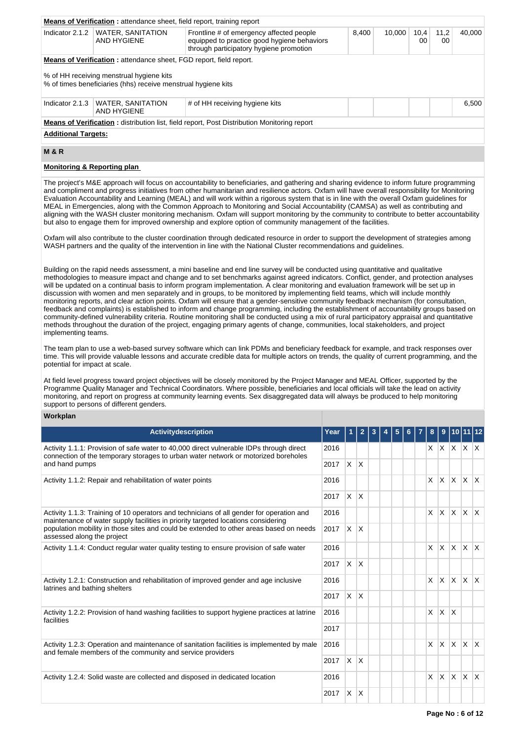**Means of Verification :** attendance sheet, field report, training report

| Indicator 2.1.2 | WATER, SANITATION AND HYGIENE | Frontline # of emergency affected people equipped to practice good hygiene behaviors through participatory hygiene promotion | 8,400 | 10,000 | 10,400 | 11,200 | 40,000 |
|---|---|---|---|---|---|---|---|

**Means of Verification :** attendance sheet, FGD report, field report.

% of HH receiving menstrual hygiene kits
% of times beneficiaries (hhs) receive menstrual hygiene kits

| Indicator 2.1.3 | WATER, SANITATION AND HYGIENE | # of HH receiving hygiene kits | | | | | 6,500 |
|---|---|---|---|---|---|---|---|

**Means of Verification :** distribution list, field report, Post Distribution Monitoring report

**Additional Targets:**

## M & R

**Monitoring & Reporting plan**

The project's M&E approach will focus on accountability to beneficiaries, and gathering and sharing evidence to inform future programming and compliment and progress initiatives from other humanitarian and resilience actors. Oxfam will have overall responsibility for Monitoring Evaluation Accountability and Learning (MEAL) and will work within a rigorous system that is in line with the overall Oxfam guidelines for MEAL in Emergencies, along with the Common Approach to Monitoring and Social Accountability (CAMSA) as well as contributing and aligning with the WASH cluster monitoring mechanism. Oxfam will support monitoring by the community to contribute to better accountability but also to engage them for improved ownership and explore option of community management of the facilities.

Oxfam will also contribute to the cluster coordination through dedicated resource in order to support the development of strategies among WASH partners and the quality of the intervention in line with the National Cluster recommendations and guidelines.

Building on the rapid needs assessment, a mini baseline and end line survey will be conducted using quantitative and qualitative methodologies to measure impact and change and to set benchmarks against agreed indicators. Conflict, gender, and protection analyses will be updated on a continual basis to inform program implementation. A clear monitoring and evaluation framework will be set up in discussion with women and men separately and in groups, to be monitored by implementing field teams, which will include monthly monitoring reports, and clear action points. Oxfam will ensure that a gender-sensitive community feedback mechanism (for consultation, feedback and complaints) is established to inform and change programming, including the establishment of accountability groups based on community-defined vulnerability criteria. Routine monitoring shall be conducted using a mix of rural participatory appraisal and quantitative methods throughout the duration of the project, engaging primary agents of change, communities, local stakeholders, and project implementing teams.

The team plan to use a web-based survey software which can link PDMs and beneficiary feedback for example, and track responses over time. This will provide valuable lessons and accurate credible data for multiple actors on trends, the quality of current programming, and the potential for impact at scale.

At field level progress toward project objectives will be closely monitored by the Project Manager and MEAL Officer, supported by the Programme Quality Manager and Technical Coordinators. Where possible, beneficiaries and local officials will take the lead on activity monitoring, and report on progress at community learning events. Sex disaggregated data will always be produced to help monitoring support to persons of different genders.

**Workplan**

| Activitydescription | Year | 1 | 2 | 3 | 4 | 5 | 6 | 7 | 8 | 9 | 10 | 11 | 12 |
|---|---|---|---|---|---|---|---|---|---|---|---|---|---|
| Activity 1.1.1: Provision of safe water to 40,000 direct vulnerable IDPs through direct connection of the temporary storages to urban water network or motorized boreholes and hand pumps | 2016 | | | | | | | | X | X | X | X | X |
| | 2017 | X | X | | | | | | | | | | |
| Activity 1.1.2: Repair and rehabilitation of water points | 2016 | | | | | | | | X | X | X | X | X |
| | 2017 | X | X | | | | | | | | | | |
| Activity 1.1.3: Training of 10 operators and technicians of all gender for operation and maintenance of water supply facilities in priority targeted locations considering population mobility in those sites and could be extended to other areas based on needs assessed along the project | 2016 | | | | | | | | X | X | X | X | X |
| | 2017 | X | X | | | | | | | | | | |
| Activity 1.1.4: Conduct regular water quality testing to ensure provision of safe water | 2016 | | | | | | | | X | X | X | X | X |
| | 2017 | X | X | | | | | | | | | | |
| Activity 1.2.1: Construction and rehabilitation of improved gender and age inclusive latrines and bathing shelters | 2016 | | | | | | | | X | X | X | X | X |
| | 2017 | X | X | | | | | | | | | | |
| Activity 1.2.2: Provision of hand washing facilities to support hygiene practices at latrine facilities | 2016 | | | | | | | | X | X | X | | |
| | 2017 | | | | | | | | | | | | |
| Activity 1.2.3: Operation and maintenance of sanitation facilities is implemented by male and female members of the community and service providers | 2016 | | | | | | | | X | X | X | X | X |
| | 2017 | X | X | | | | | | | | | | |
| Activity 1.2.4: Solid waste are collected and disposed in dedicated location | 2016 | | | | | | | | X | X | X | X | X |
| | 2017 | X | X | | | | | | | | | | |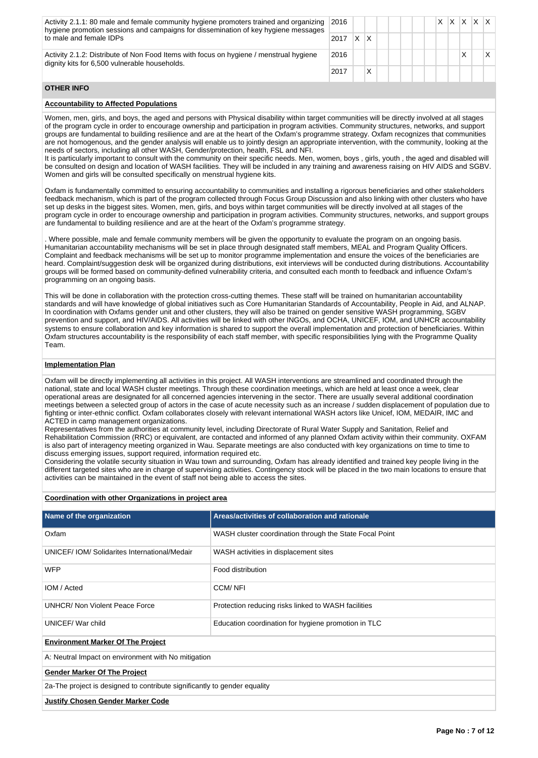| Activity | Year | 1 | 2 | 3 | 4 | 5 | 6 | 7 | 8 | 9 | 10 | 11 | 12 |
|---|---|---|---|---|---|---|---|---|---|---|---|---|---|
| Activity 2.1.1: 80 male and female community hygiene promoters trained and organizing hygiene promotion sessions and campaigns for dissemination of key hygiene messages to male and female IDPs | 2016 | | | | | | | | X | X | X | X | X |
| | 2017 | X | X | | | | | | | | | | |
| Activity 2.1.2: Distribute of Non Food Items with focus on hygiene / menstrual hygiene dignity kits for 6,500 vulnerable households. | 2016 | | | | | | | | | | X | | X |
| | 2017 | | X | | | | | | | | | | |

## OTHER INFO

**Accountability to Affected Populations**

Women, men, girls, and boys, the aged and persons with Physical disability within target communities will be directly involved at all stages of the program cycle in order to encourage ownership and participation in program activities. Community structures, networks, and support groups are fundamental to building resilience and are at the heart of the Oxfam's programme strategy. Oxfam recognizes that communities are not homogenous, and the gender analysis will enable us to jointly design an appropriate intervention, with the community, looking at the needs of sectors, including all other WASH, Gender/protection, health, FSL and NFI.
It is particularly important to consult with the community on their specific needs. Men, women, boys , girls, youth , the aged and disabled will be consulted on design and location of WASH facilities. They will be included in any training and awareness raising on HIV AIDS and SGBV. Women and girls will be consulted specifically on menstrual hygiene kits.

Oxfam is fundamentally committed to ensuring accountability to communities and installing a rigorous beneficiaries and other stakeholders feedback mechanism, which is part of the program collected through Focus Group Discussion and also linking with other clusters who have set up desks in the biggest sites. Women, men, girls, and boys within target communities will be directly involved at all stages of the program cycle in order to encourage ownership and participation in program activities. Community structures, networks, and support groups are fundamental to building resilience and are at the heart of the Oxfam's programme strategy.

. Where possible, male and female community members will be given the opportunity to evaluate the program on an ongoing basis. Humanitarian accountability mechanisms will be set in place through designated staff members, MEAL and Program Quality Officers. Complaint and feedback mechanisms will be set up to monitor programme implementation and ensure the voices of the beneficiaries are heard. Complaint/suggestion desk will be organized during distributions, exit interviews will be conducted during distributions. Accountability groups will be formed based on community-defined vulnerability criteria, and consulted each month to feedback and influence Oxfam's programming on an ongoing basis.

This will be done in collaboration with the protection cross-cutting themes. These staff will be trained on humanitarian accountability standards and will have knowledge of global initiatives such as Core Humanitarian Standards of Accountability, People in Aid, and ALNAP. In coordination with Oxfams gender unit and other clusters, they will also be trained on gender sensitive WASH programming, SGBV prevention and support, and HIV/AIDS. All activities will be linked with other INGOs, and OCHA, UNICEF, IOM, and UNHCR accountability systems to ensure collaboration and key information is shared to support the overall implementation and protection of beneficiaries. Within Oxfam structures accountability is the responsibility of each staff member, with specific responsibilities lying with the Programme Quality Team.

**Implementation Plan**

Oxfam will be directly implementing all activities in this project. All WASH interventions are streamlined and coordinated through the national, state and local WASH cluster meetings. Through these coordination meetings, which are held at least once a week, clear operational areas are designated for all concerned agencies intervening in the sector. There are usually several additional coordination meetings between a selected group of actors in the case of acute necessity such as an increase / sudden displacement of population due to fighting or inter-ethnic conflict. Oxfam collaborates closely with relevant international WASH actors like Unicef, IOM, MEDAIR, IMC and ACTED in camp management organizations.
Representatives from the authorities at community level, including Directorate of Rural Water Supply and Sanitation, Relief and Rehabilitation Commission (RRC) or equivalent, are contacted and informed of any planned Oxfam activity within their community. OXFAM is also part of interagency meeting organized in Wau. Separate meetings are also conducted with key organizations on time to time to discuss emerging issues, support required, information required etc.
Considering the volatile security situation in Wau town and surrounding, Oxfam has already identified and trained key people living in the different targeted sites who are in charge of supervising activities. Contingency stock will be placed in the two main locations to ensure that activities can be maintained in the event of staff not being able to access the sites.

**Coordination with other Organizations in project area**

| Name of the organization | Areas/activities of collaboration and rationale |
|---|---|
| Oxfam | WASH cluster coordination through the State Focal Point |
| UNICEF/ IOM/ Solidarites International/Medair | WASH activities in displacement sites |
| WFP | Food distribution |
| IOM / Acted | CCM/ NFI |
| UNHCR/ Non Violent Peace Force | Protection reducing risks linked to WASH facilities |
| UNICEF/ War child | Education coordination for hygiene promotion in TLC |

**Environment Marker Of The Project**

A: Neutral Impact on environment with No mitigation

**Gender Marker Of The Project**

2a-The project is designed to contribute significantly to gender equality

**Justify Chosen Gender Marker Code**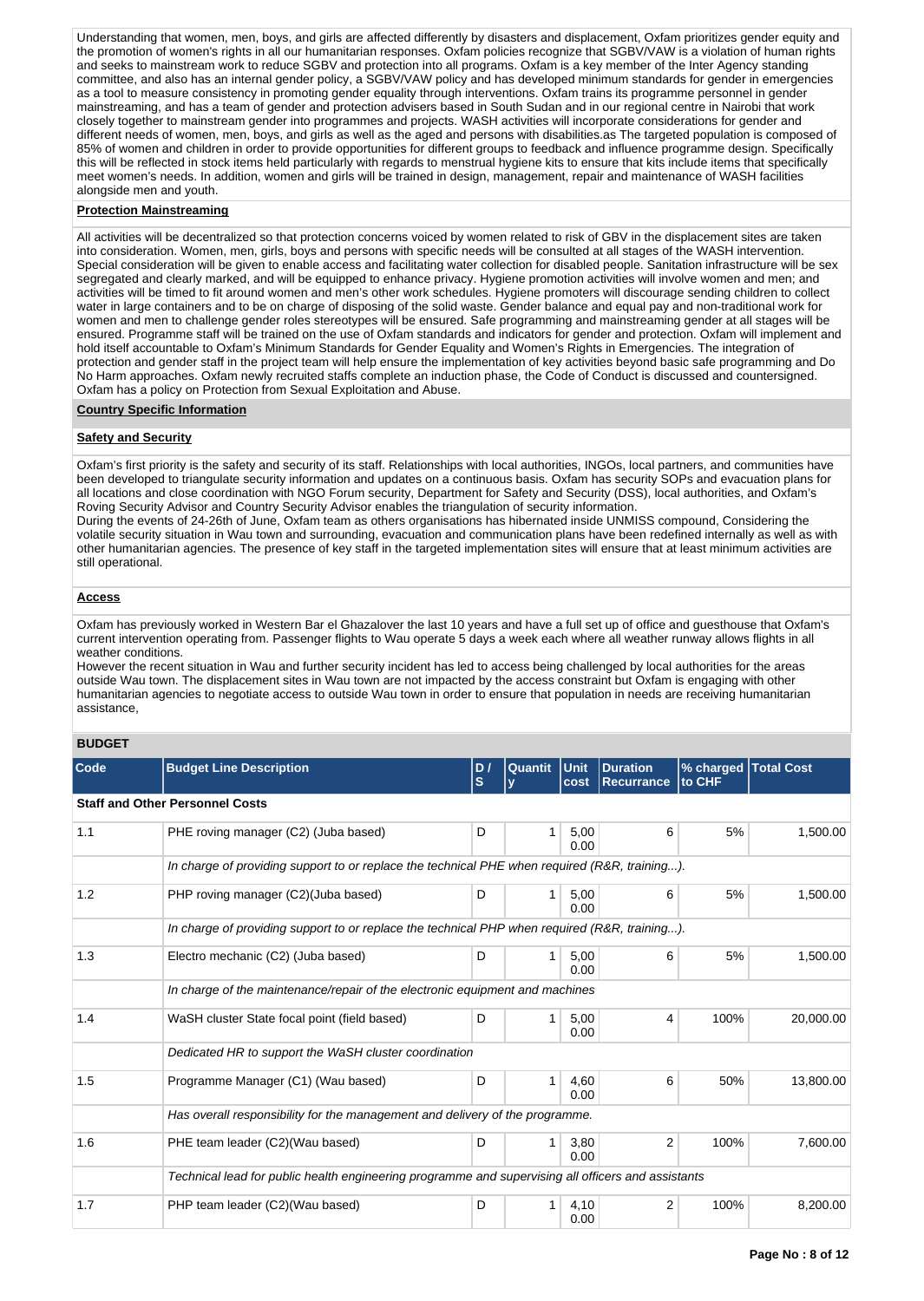Understanding that women, men, boys, and girls are affected differently by disasters and displacement, Oxfam prioritizes gender equity and the promotion of women's rights in all our humanitarian responses. Oxfam policies recognize that SGBV/VAW is a violation of human rights and seeks to mainstream work to reduce SGBV and protection into all programs. Oxfam is a key member of the Inter Agency standing committee, and also has an internal gender policy, a SGBV/VAW policy and has developed minimum standards for gender in emergencies as a tool to measure consistency in promoting gender equality through interventions. Oxfam trains its programme personnel in gender mainstreaming, and has a team of gender and protection advisers based in South Sudan and in our regional centre in Nairobi that work closely together to mainstream gender into programmes and projects. WASH activities will incorporate considerations for gender and different needs of women, men, boys, and girls as well as the aged and persons with disabilities.as The targeted population is composed of 85% of women and children in order to provide opportunities for different groups to feedback and influence programme design. Specifically this will be reflected in stock items held particularly with regards to menstrual hygiene kits to ensure that kits include items that specifically meet women's needs. In addition, women and girls will be trained in design, management, repair and maintenance of WASH facilities alongside men and youth.

**Protection Mainstreaming**

All activities will be decentralized so that protection concerns voiced by women related to risk of GBV in the displacement sites are taken into consideration. Women, men, girls, boys and persons with specific needs will be consulted at all stages of the WASH intervention. Special consideration will be given to enable access and facilitating water collection for disabled people. Sanitation infrastructure will be sex segregated and clearly marked, and will be equipped to enhance privacy. Hygiene promotion activities will involve women and men; and activities will be timed to fit around women and men's other work schedules. Hygiene promoters will discourage sending children to collect water in large containers and to be on charge of disposing of the solid waste. Gender balance and equal pay and non-traditional work for women and men to challenge gender roles stereotypes will be ensured. Safe programming and mainstreaming gender at all stages will be ensured. Programme staff will be trained on the use of Oxfam standards and indicators for gender and protection. Oxfam will implement and hold itself accountable to Oxfam's Minimum Standards for Gender Equality and Women's Rights in Emergencies. The integration of protection and gender staff in the project team will help ensure the implementation of key activities beyond basic safe programming and Do No Harm approaches. Oxfam newly recruited staffs complete an induction phase, the Code of Conduct is discussed and countersigned. Oxfam has a policy on Protection from Sexual Exploitation and Abuse.

**Country Specific Information**

**Safety and Security**

Oxfam's first priority is the safety and security of its staff. Relationships with local authorities, INGOs, local partners, and communities have been developed to triangulate security information and updates on a continuous basis. Oxfam has security SOPs and evacuation plans for all locations and close coordination with NGO Forum security, Department for Safety and Security (DSS), local authorities, and Oxfam's Roving Security Advisor and Country Security Advisor enables the triangulation of security information.
During the events of 24-26th of June, Oxfam team as others organisations has hibernated inside UNMISS compound, Considering the volatile security situation in Wau town and surrounding, evacuation and communication plans have been redefined internally as well as with other humanitarian agencies. The presence of key staff in the targeted implementation sites will ensure that at least minimum activities are still operational.

**Access**

Oxfam has previously worked in Western Bar el Ghazalover the last 10 years and have a full set up of office and guesthouse that Oxfam's current intervention operating from. Passenger flights to Wau operate 5 days a week each where all weather runway allows flights in all weather conditions.
However the recent situation in Wau and further security incident has led to access being challenged by local authorities for the areas outside Wau town. The displacement sites in Wau town are not impacted by the access constraint but Oxfam is engaging with other humanitarian agencies to negotiate access to outside Wau town in order to ensure that population in needs are receiving humanitarian assistance,

**BUDGET**

| Code | Budget Line Description | D / S | Quantity | Unit cost | Duration Recurrance | % charged to CHF | Total Cost |
|---|---|---|---|---|---|---|---|
| **Staff and Other Personnel Costs** | | | | | | | |
| 1.1 | PHE roving manager (C2) (Juba based) | D | 1 | 5,000.00 | 6 | 5% | 1,500.00 |
| | *In charge of providing support to or replace the technical PHE when required (R&R, training...).* | | | | | | |
| 1.2 | PHP roving manager (C2)(Juba based) | D | 1 | 5,000.00 | 6 | 5% | 1,500.00 |
| | *In charge of providing support to or replace the technical PHP when required (R&R, training...).* | | | | | | |
| 1.3 | Electro mechanic (C2) (Juba based) | D | 1 | 5,000.00 | 6 | 5% | 1,500.00 |
| | *In charge of the maintenance/repair of the electronic equipment and machines* | | | | | | |
| 1.4 | WaSH cluster State focal point (field based) | D | 1 | 5,000.00 | 4 | 100% | 20,000.00 |
| | *Dedicated HR to support the WaSH cluster coordination* | | | | | | |
| 1.5 | Programme Manager (C1) (Wau based) | D | 1 | 4,600.00 | 6 | 50% | 13,800.00 |
| | *Has overall responsibility for the management and delivery of the programme.* | | | | | | |
| 1.6 | PHE team leader (C2)(Wau based) | D | 1 | 3,800.00 | 2 | 100% | 7,600.00 |
| | *Technical lead for public health engineering programme and supervising all officers and assistants* | | | | | | |
| 1.7 | PHP team leader (C2)(Wau based) | D | 1 | 4,100.00 | 2 | 100% | 8,200.00 |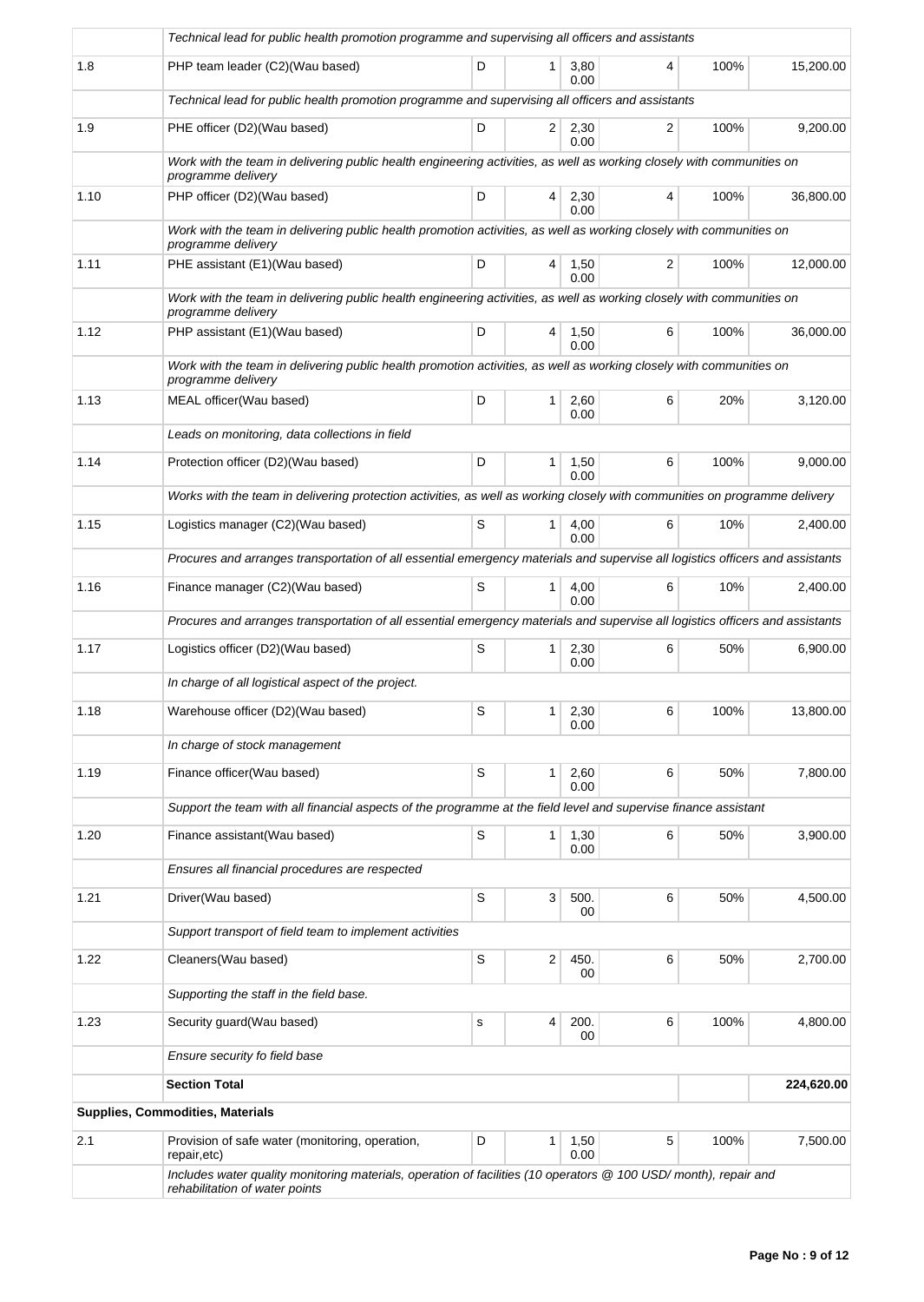| | | | | | | | |
|---|---|---|---|---|---|---|---|
| | *Technical lead for public health promotion programme and supervising all officers and assistants* | | | | | | |
| 1.8 | PHP team leader (C2)(Wau based) | D | 1 | 3,800.00 | 4 | 100% | 15,200.00 |
| | *Technical lead for public health promotion programme and supervising all officers and assistants* | | | | | | |
| 1.9 | PHE officer (D2)(Wau based) | D | 2 | 2,300.00 | 2 | 100% | 9,200.00 |
| | *Work with the team in delivering public health engineering activities, as well as working closely with communities on programme delivery* | | | | | | |
| 1.10 | PHP officer (D2)(Wau based) | D | 4 | 2,300.00 | 4 | 100% | 36,800.00 |
| | *Work with the team in delivering public health promotion activities, as well as working closely with communities on programme delivery* | | | | | | |
| 1.11 | PHE assistant (E1)(Wau based) | D | 4 | 1,500.00 | 2 | 100% | 12,000.00 |
| | *Work with the team in delivering public health engineering activities, as well as working closely with communities on programme delivery* | | | | | | |
| 1.12 | PHP assistant (E1)(Wau based) | D | 4 | 1,500.00 | 6 | 100% | 36,000.00 |
| | *Work with the team in delivering public health promotion activities, as well as working closely with communities on programme delivery* | | | | | | |
| 1.13 | MEAL officer(Wau based) | D | 1 | 2,600.00 | 6 | 20% | 3,120.00 |
| | *Leads on monitoring, data collections in field* | | | | | | |
| 1.14 | Protection officer (D2)(Wau based) | D | 1 | 1,500.00 | 6 | 100% | 9,000.00 |
| | *Works with the team in delivering protection activities, as well as working closely with communities on programme delivery* | | | | | | |
| 1.15 | Logistics manager (C2)(Wau based) | S | 1 | 4,000.00 | 6 | 10% | 2,400.00 |
| | *Procures and arranges transportation of all essential emergency materials and supervise all logistics officers and assistants* | | | | | | |
| 1.16 | Finance manager (C2)(Wau based) | S | 1 | 4,000.00 | 6 | 10% | 2,400.00 |
| | *Procures and arranges transportation of all essential emergency materials and supervise all logistics officers and assistants* | | | | | | |
| 1.17 | Logistics officer (D2)(Wau based) | S | 1 | 2,300.00 | 6 | 50% | 6,900.00 |
| | *In charge of all logistical aspect of the project.* | | | | | | |
| 1.18 | Warehouse officer (D2)(Wau based) | S | 1 | 2,300.00 | 6 | 100% | 13,800.00 |
| | *In charge of stock management* | | | | | | |
| 1.19 | Finance officer(Wau based) | S | 1 | 2,600.00 | 6 | 50% | 7,800.00 |
| | *Support the team with all financial aspects of the programme at the field level and supervise finance assistant* | | | | | | |
| 1.20 | Finance assistant(Wau based) | S | 1 | 1,300.00 | 6 | 50% | 3,900.00 |
| | *Ensures all financial procedures are respected* | | | | | | |
| 1.21 | Driver(Wau based) | S | 3 | 500.00 | 6 | 50% | 4,500.00 |
| | *Support transport of field team to implement activities* | | | | | | |
| 1.22 | Cleaners(Wau based) | S | 2 | 450.00 | 6 | 50% | 2,700.00 |
| | *Supporting the staff in the field base.* | | | | | | |
| 1.23 | Security guard(Wau based) | s | 4 | 200.00 | 6 | 100% | 4,800.00 |
| | *Ensure security fo field base* | | | | | | |
| | **Section Total** | | | | | | **224,620.00** |
| **Supplies, Commodities, Materials** | | | | | | | |
| 2.1 | Provision of safe water (monitoring, operation, repair,etc) | D | 1 | 1,500.00 | 5 | 100% | 7,500.00 |
| | *Includes water quality monitoring materials, operation of facilities (10 operators @ 100 USD/ month), repair and rehabilitation of water points* | | | | | | |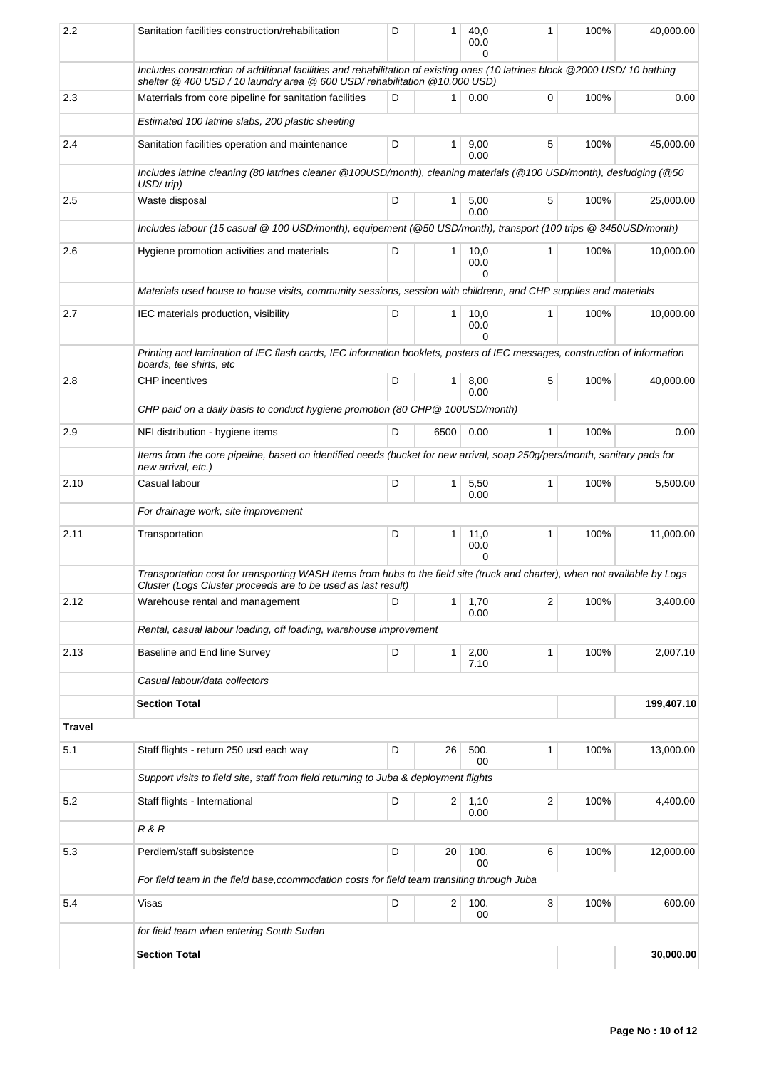| | | | | | | | |
|---|---|---|---|---|---|---|---|
| 2.2 | Sanitation facilities construction/rehabilitation | D | 1 | 40,000.00 | 1 | 100% | 40,000.00 |
| | *Includes construction of additional facilities and rehabilitation of existing ones (10 latrines block @2000 USD/ 10 bathing shelter @ 400 USD / 10 laundry area @ 600 USD/ rehabilitation @10,000 USD)* | | | | | | |
| 2.3 | Materrials from core pipeline for sanitation facilities | D | 1 | 0.00 | 0 | 100% | 0.00 |
| | *Estimated 100 latrine slabs, 200 plastic sheeting* | | | | | | |
| 2.4 | Sanitation facilities operation and maintenance | D | 1 | 9,000.00 | 5 | 100% | 45,000.00 |
| | *Includes latrine cleaning (80 latrines cleaner @100USD/month), cleaning materials (@100 USD/month), desludging (@50 USD/ trip)* | | | | | | |
| 2.5 | Waste disposal | D | 1 | 5,000.00 | 5 | 100% | 25,000.00 |
| | *Includes labour (15 casual @ 100 USD/month), equipement (@50 USD/month), transport (100 trips @ 3450USD/month)* | | | | | | |
| 2.6 | Hygiene promotion activities and materials | D | 1 | 10,000.00 | 1 | 100% | 10,000.00 |
| | *Materials used house to house visits, community sessions, session with childrenn, and CHP supplies and materials* | | | | | | |
| 2.7 | IEC materials production, visibility | D | 1 | 10,000.00 | 1 | 100% | 10,000.00 |
| | *Printing and lamination of IEC flash cards, IEC information booklets, posters of IEC messages, construction of information boards, tee shirts, etc* | | | | | | |
| 2.8 | CHP incentives | D | 1 | 8,000.00 | 5 | 100% | 40,000.00 |
| | *CHP paid on a daily basis to conduct hygiene promotion (80 CHP@ 100USD/month)* | | | | | | |
| 2.9 | NFI distribution - hygiene items | D | 6500 | 0.00 | 1 | 100% | 0.00 |
| | *Items from the core pipeline, based on identified needs (bucket for new arrival, soap 250g/pers/month, sanitary pads for new arrival, etc.)* | | | | | | |
| 2.10 | Casual labour | D | 1 | 5,500.00 | 1 | 100% | 5,500.00 |
| | *For drainage work, site improvement* | | | | | | |
| 2.11 | Transportation | D | 1 | 11,000.00 | 1 | 100% | 11,000.00 |
| | *Transportation cost for transporting WASH Items from hubs to the field site (truck and charter), when not available by Logs Cluster (Logs Cluster proceeds are to be used as last result)* | | | | | | |
| 2.12 | Warehouse rental and management | D | 1 | 1,700.00 | 2 | 100% | 3,400.00 |
| | *Rental, casual labour loading, off loading, warehouse improvement* | | | | | | |
| 2.13 | Baseline and End line Survey | D | 1 | 2,007.10 | 1 | 100% | 2,007.10 |
| | *Casual labour/data collectors* | | | | | | |
| | **Section Total** | | | | | | **199,407.10** |
| **Travel** | | | | | | | |
| 5.1 | Staff flights - return 250 usd each way | D | 26 | 500.00 | 1 | 100% | 13,000.00 |
| | *Support visits to field site, staff from field returning to Juba & deployment flights* | | | | | | |
| 5.2 | Staff flights - International | D | 2 | 1,100.00 | 2 | 100% | 4,400.00 |
| | *R & R* | | | | | | |
| 5.3 | Perdiem/staff subsistence | D | 20 | 100.00 | 6 | 100% | 12,000.00 |
| | *For field team in the field base,ccommodation costs for field team transiting through Juba* | | | | | | |
| 5.4 | Visas | D | 2 | 100.00 | 3 | 100% | 600.00 |
| | *for field team when entering South Sudan* | | | | | | |
| | **Section Total** | | | | | | **30,000.00** |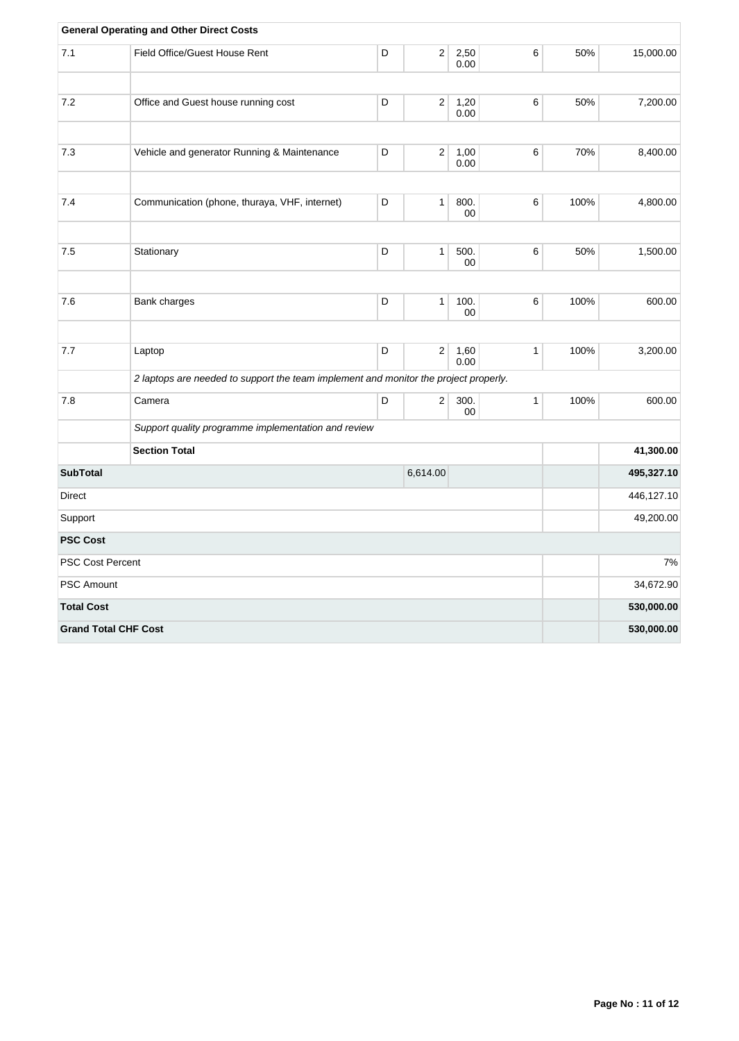| General Operating and Other Direct Costs | | | | | | | |
|---|---|---|---|---|---|---|---|
| 7.1 | Field Office/Guest House Rent | D | 2 | 2,500.00 | 6 | 50% | 15,000.00 |
| | | | | | | | |
| 7.2 | Office and Guest house running cost | D | 2 | 1,200.00 | 6 | 50% | 7,200.00 |
| | | | | | | | |
| 7.3 | Vehicle and generator Running & Maintenance | D | 2 | 1,000.00 | 6 | 70% | 8,400.00 |
| | | | | | | | |
| 7.4 | Communication (phone, thuraya, VHF, internet) | D | 1 | 800.00 | 6 | 100% | 4,800.00 |
| | | | | | | | |
| 7.5 | Stationary | D | 1 | 500.00 | 6 | 50% | 1,500.00 |
| | | | | | | | |
| 7.6 | Bank charges | D | 1 | 100.00 | 6 | 100% | 600.00 |
| | | | | | | | |
| 7.7 | Laptop | D | 2 | 1,600.00 | 1 | 100% | 3,200.00 |
| | *2 laptops are needed to support the team implement and monitor the project properly.* | | | | | | |
| 7.8 | Camera | D | 2 | 300.00 | 1 | 100% | 600.00 |
| | *Support quality programme implementation and review* | | | | | | |
| | **Section Total** | | | | | | **41,300.00** |
| **SubTotal** | | | 6,614.00 | | | | **495,327.10** |
| Direct | | | | | | | 446,127.10 |
| Support | | | | | | | 49,200.00 |
| **PSC Cost** | | | | | | | |
| PSC Cost Percent | | | | | | | 7% |
| PSC Amount | | | | | | | 34,672.90 |
| **Total Cost** | | | | | | | **530,000.00** |
| **Grand Total CHF Cost** | | | | | | | **530,000.00** |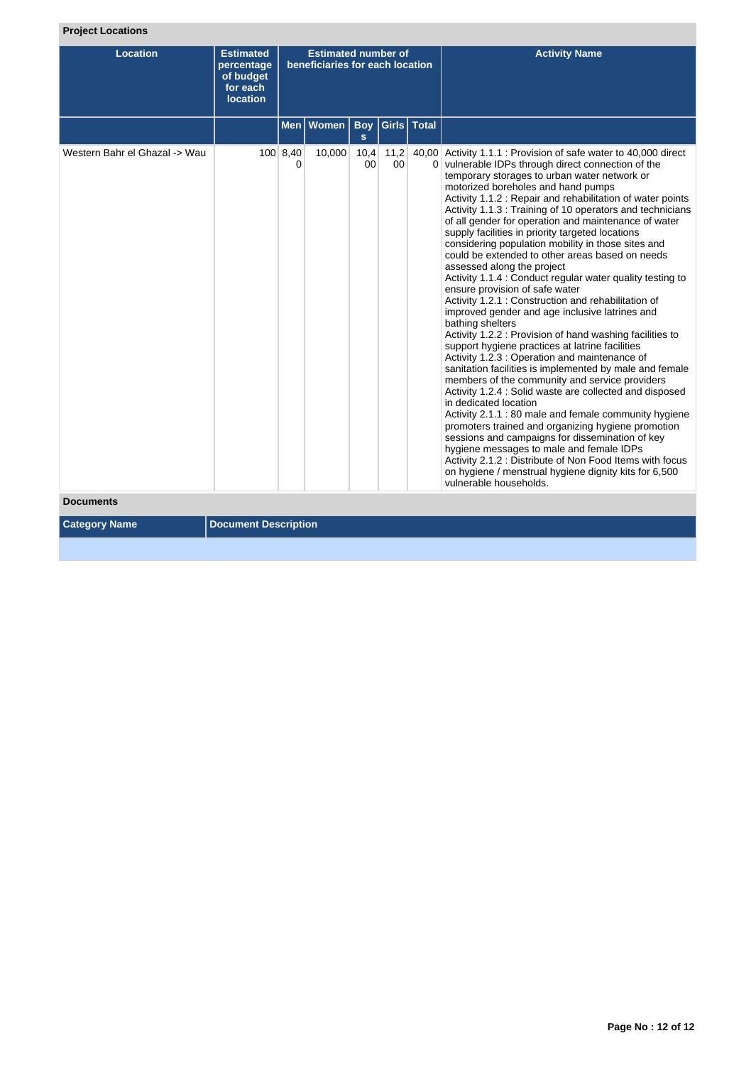## Project Locations

| Location | Estimated percentage of budget for each location | Estimated number of beneficiaries for each location | | | | | Activity Name |
|---|---|---|---|---|---|---|---|
| | | Men | Women | Boys | Girls | Total | |
| Western Bahr el Ghazal -> Wau | 100 | 8,400 | 10,000 | 10,400 | 11,200 | 40,000 | Activity 1.1.1 : Provision of safe water to 40,000 direct vulnerable IDPs through direct connection of the temporary storages to urban water network or motorized boreholes and hand pumps<br>Activity 1.1.2 : Repair and rehabilitation of water points<br>Activity 1.1.3 : Training of 10 operators and technicians of all gender for operation and maintenance of water supply facilities in priority targeted locations considering population mobility in those sites and could be extended to other areas based on needs assessed along the project<br>Activity 1.1.4 : Conduct regular water quality testing to ensure provision of safe water<br>Activity 1.2.1 : Construction and rehabilitation of improved gender and age inclusive latrines and bathing shelters<br>Activity 1.2.2 : Provision of hand washing facilities to support hygiene practices at latrine facilities<br>Activity 1.2.3 : Operation and maintenance of sanitation facilities is implemented by male and female members of the community and service providers<br>Activity 1.2.4 : Solid waste are collected and disposed in dedicated location<br>Activity 2.1.1 : 80 male and female community hygiene promoters trained and organizing hygiene promotion sessions and campaigns for dissemination of key hygiene messages to male and female IDPs<br>Activity 2.1.2 : Distribute of Non Food Items with focus on hygiene / menstrual hygiene dignity kits for 6,500 vulnerable households. |

## Documents

| Category Name | Document Description |
|---|---|
| | |